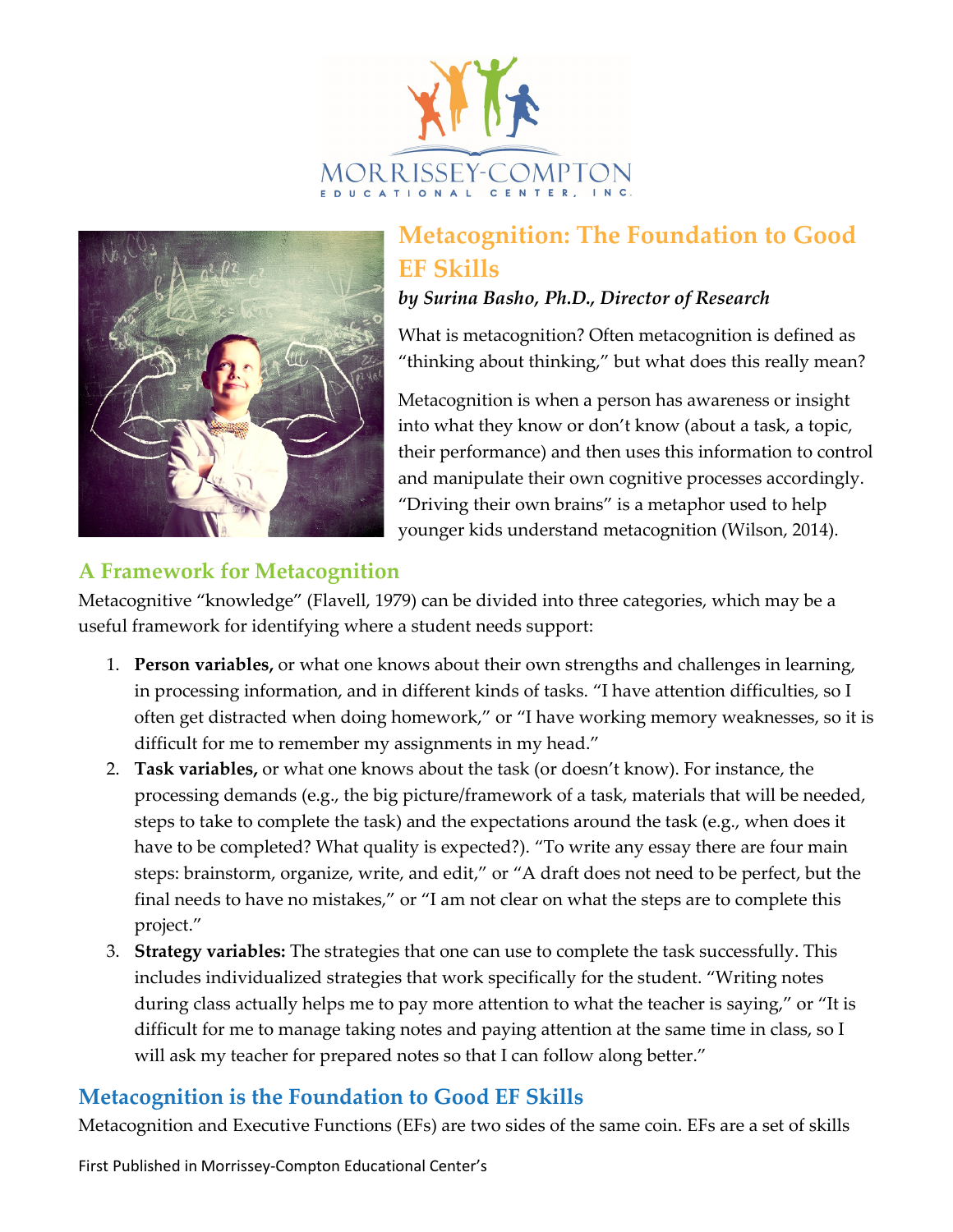# Metacognition: The Foundation to Good EF Skills

***by Surina Basho, Ph.D., Director of Research***

What is metacognition? Often metacognition is defined as "thinking about thinking," but what does this really mean?

Metacognition is when a person has awareness or insight into what they know or don't know (about a task, a topic, their performance) and then uses this information to control and manipulate their own cognitive processes accordingly. "Driving their own brains" is a metaphor used to help younger kids understand metacognition (Wilson, 2014).

## A Framework for Metacognition

Metacognitive "knowledge" (Flavell, 1979) can be divided into three categories, which may be a useful framework for identifying where a student needs support:

1. **Person variables,** or what one knows about their own strengths and challenges in learning, in processing information, and in different kinds of tasks. "I have attention difficulties, so I often get distracted when doing homework," or "I have working memory weaknesses, so it is difficult for me to remember my assignments in my head."
2. **Task variables,** or what one knows about the task (or doesn't know). For instance, the processing demands (e.g., the big picture/framework of a task, materials that will be needed, steps to take to complete the task) and the expectations around the task (e.g., when does it have to be completed? What quality is expected?). "To write any essay there are four main steps: brainstorm, organize, write, and edit," or "A draft does not need to be perfect, but the final needs to have no mistakes," or "I am not clear on what the steps are to complete this project."
3. **Strategy variables:** The strategies that one can use to complete the task successfully. This includes individualized strategies that work specifically for the student. "Writing notes during class actually helps me to pay more attention to what the teacher is saying," or "It is difficult for me to manage taking notes and paying attention at the same time in class, so I will ask my teacher for prepared notes so that I can follow along better."

## Metacognition is the Foundation to Good EF Skills

Metacognition and Executive Functions (EFs) are two sides of the same coin. EFs are a set of skills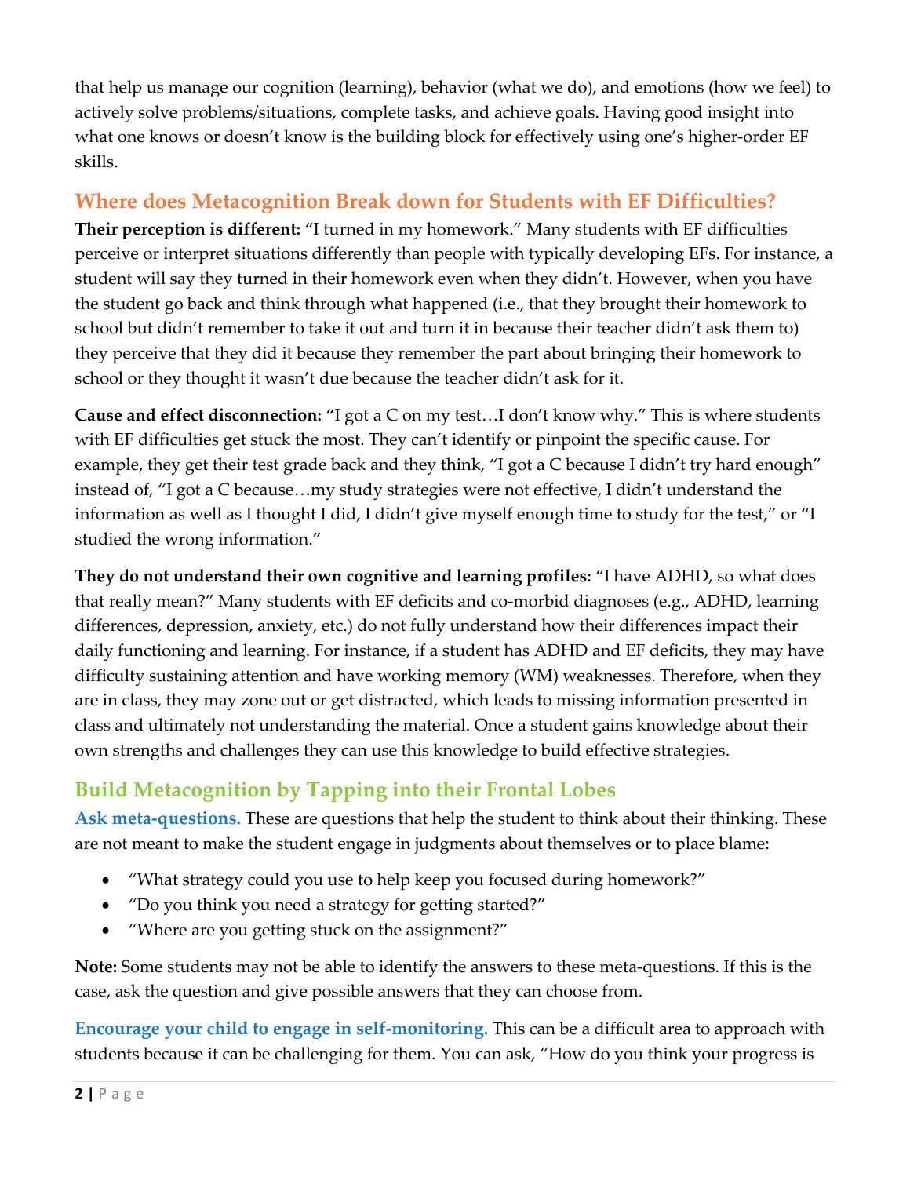that help us manage our cognition (learning), behavior (what we do), and emotions (how we feel) to actively solve problems/situations, complete tasks, and achieve goals. Having good insight into what one knows or doesn't know is the building block for effectively using one's higher-order EF skills.

## Where does Metacognition Break down for Students with EF Difficulties?

**Their perception is different:** "I turned in my homework." Many students with EF difficulties perceive or interpret situations differently than people with typically developing EFs. For instance, a student will say they turned in their homework even when they didn't. However, when you have the student go back and think through what happened (i.e., that they brought their homework to school but didn't remember to take it out and turn it in because their teacher didn't ask them to) they perceive that they did it because they remember the part about bringing their homework to school or they thought it wasn't due because the teacher didn't ask for it.

**Cause and effect disconnection:** "I got a C on my test…I don't know why." This is where students with EF difficulties get stuck the most. They can't identify or pinpoint the specific cause. For example, they get their test grade back and they think, "I got a C because I didn't try hard enough" instead of, "I got a C because…my study strategies were not effective, I didn't understand the information as well as I thought I did, I didn't give myself enough time to study for the test," or "I studied the wrong information."

**They do not understand their own cognitive and learning profiles:** "I have ADHD, so what does that really mean?" Many students with EF deficits and co-morbid diagnoses (e.g., ADHD, learning differences, depression, anxiety, etc.) do not fully understand how their differences impact their daily functioning and learning. For instance, if a student has ADHD and EF deficits, they may have difficulty sustaining attention and have working memory (WM) weaknesses. Therefore, when they are in class, they may zone out or get distracted, which leads to missing information presented in class and ultimately not understanding the material. Once a student gains knowledge about their own strengths and challenges they can use this knowledge to build effective strategies.

## Build Metacognition by Tapping into their Frontal Lobes

**Ask meta-questions.** These are questions that help the student to think about their thinking. These are not meant to make the student engage in judgments about themselves or to place blame:

- "What strategy could you use to help keep you focused during homework?"
- "Do you think you need a strategy for getting started?"
- "Where are you getting stuck on the assignment?"

**Note:** Some students may not be able to identify the answers to these meta-questions. If this is the case, ask the question and give possible answers that they can choose from.

**Encourage your child to engage in self-monitoring.** This can be a difficult area to approach with students because it can be challenging for them. You can ask, "How do you think your progress is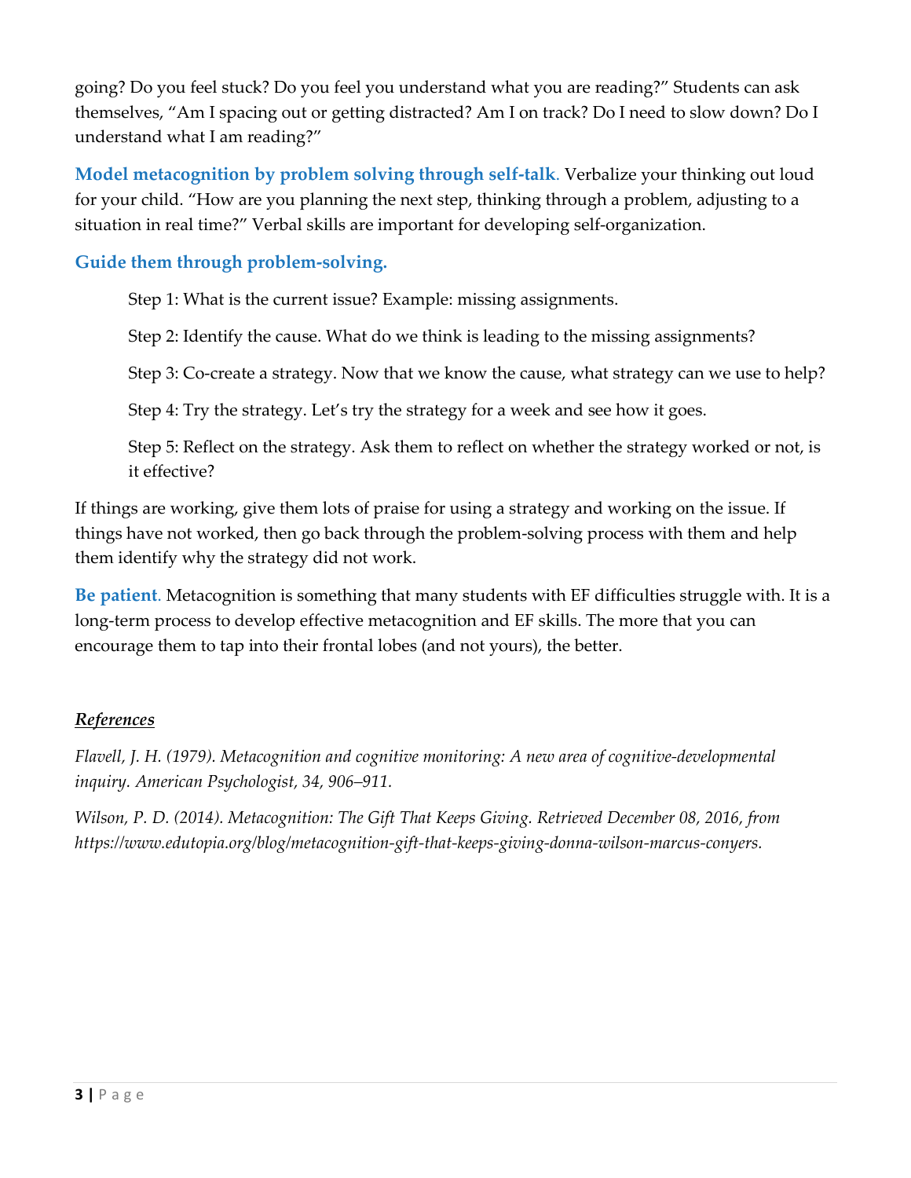going? Do you feel stuck? Do you feel you understand what you are reading?" Students can ask themselves, "Am I spacing out or getting distracted? Am I on track? Do I need to slow down? Do I understand what I am reading?"

**Model metacognition by problem solving through self-talk.** Verbalize your thinking out loud for your child. "How are you planning the next step, thinking through a problem, adjusting to a situation in real time?" Verbal skills are important for developing self-organization.

**Guide them through problem-solving.**

Step 1: What is the current issue? Example: missing assignments.

Step 2: Identify the cause. What do we think is leading to the missing assignments?

Step 3: Co-create a strategy. Now that we know the cause, what strategy can we use to help?

Step 4: Try the strategy. Let's try the strategy for a week and see how it goes.

Step 5: Reflect on the strategy. Ask them to reflect on whether the strategy worked or not, is it effective?

If things are working, give them lots of praise for using a strategy and working on the issue. If things have not worked, then go back through the problem-solving process with them and help them identify why the strategy did not work.

**Be patient.** Metacognition is something that many students with EF difficulties struggle with. It is a long-term process to develop effective metacognition and EF skills. The more that you can encourage them to tap into their frontal lobes (and not yours), the better.

***References***

*Flavell, J. H. (1979). Metacognition and cognitive monitoring: A new area of cognitive-developmental inquiry. American Psychologist, 34, 906–911.*

*Wilson, P. D. (2014). Metacognition: The Gift That Keeps Giving. Retrieved December 08, 2016, from https://www.edutopia.org/blog/metacognition-gift-that-keeps-giving-donna-wilson-marcus-conyers.*